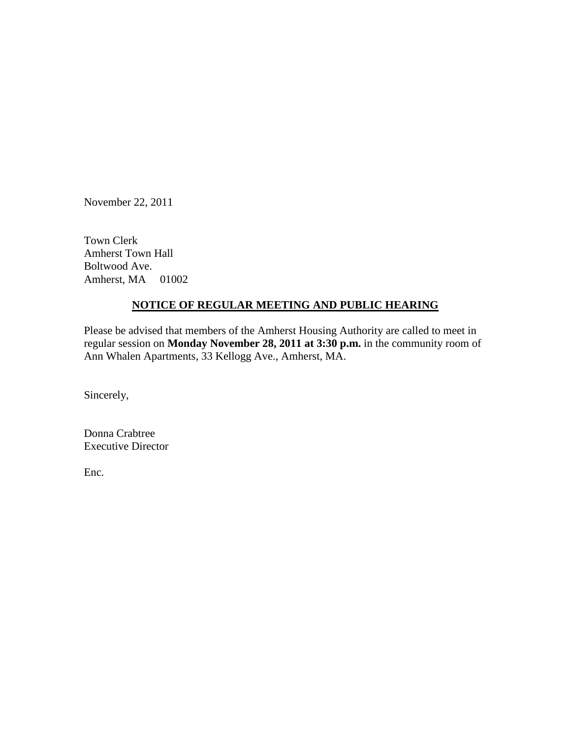November 22, 2011

Town Clerk
Amherst Town Hall
Boltwood Ave.
Amherst, MA 01002

**NOTICE OF REGULAR MEETING AND PUBLIC HEARING**

Please be advised that members of the Amherst Housing Authority are called to meet in regular session on **Monday November 28, 2011 at 3:30 p.m.** in the community room of Ann Whalen Apartments, 33 Kellogg Ave., Amherst, MA.

Sincerely,

Donna Crabtree
Executive Director

Enc.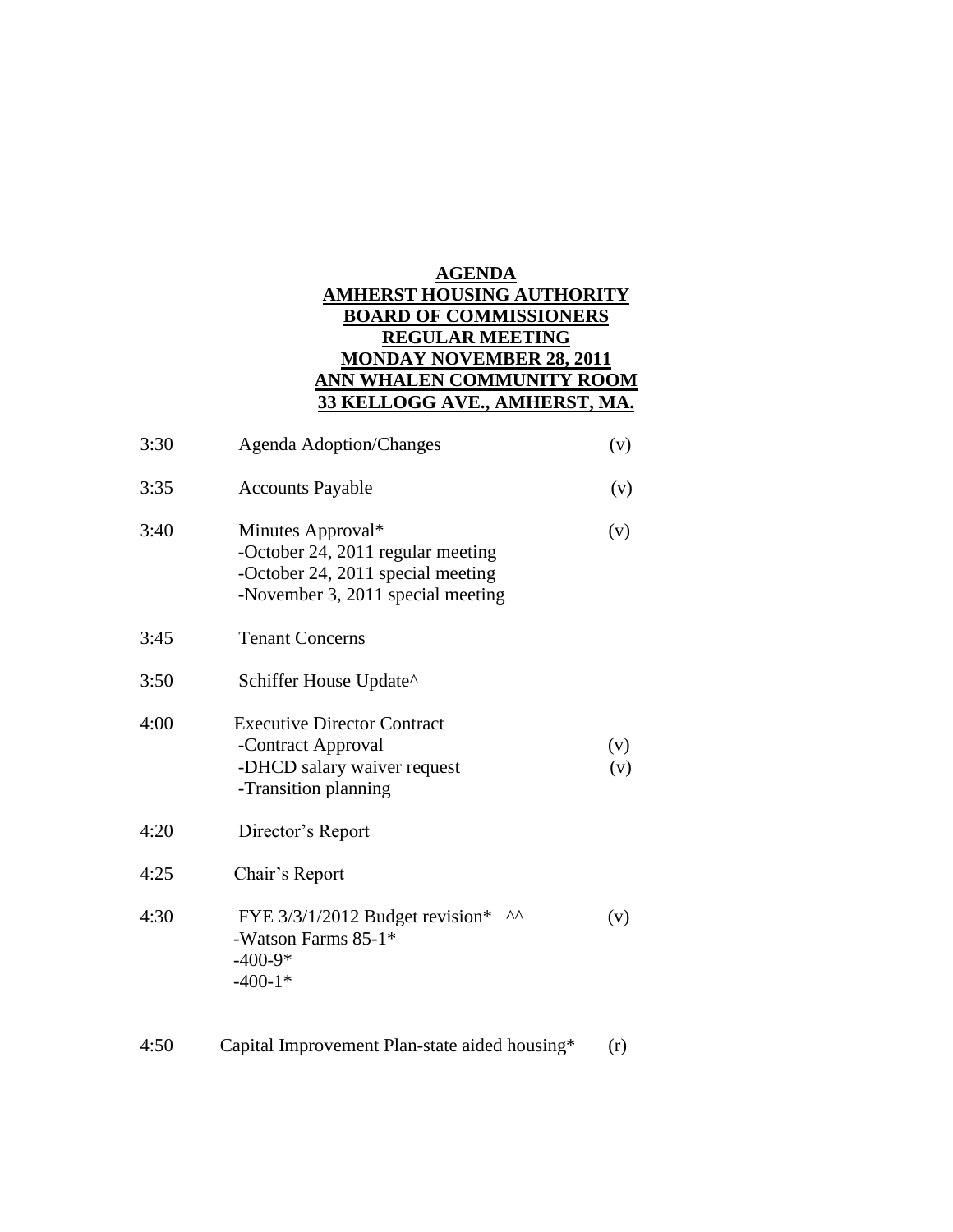**AGENDA**
**AMHERST HOUSING AUTHORITY**
**BOARD OF COMMISSIONERS**
**REGULAR MEETING**
**MONDAY NOVEMBER 28, 2011**
**ANN WHALEN COMMUNITY ROOM**
**33 KELLOGG AVE., AMHERST, MA.**

| | | |
|---|---|---|
| 3:30 | Agenda Adoption/Changes | (v) |
| 3:35 | Accounts Payable | (v) |
| 3:40 | Minutes Approval*<br>-October 24, 2011 regular meeting<br>-October 24, 2011 special meeting<br>-November 3, 2011 special meeting | (v) |
| 3:45 | Tenant Concerns | |
| 3:50 | Schiffer House Update^ | |
| 4:00 | Executive Director Contract<br>-Contract Approval<br>-DHCD salary waiver request<br>-Transition planning | <br>(v)<br>(v) |
| 4:20 | Director's Report | |
| 4:25 | Chair's Report | |
| 4:30 | FYE 3/3/1/2012 Budget revision* ^^<br>-Watson Farms 85-1*<br>-400-9*<br>-400-1* | (v) |
| 4:50 | Capital Improvement Plan-state aided housing* | (r) |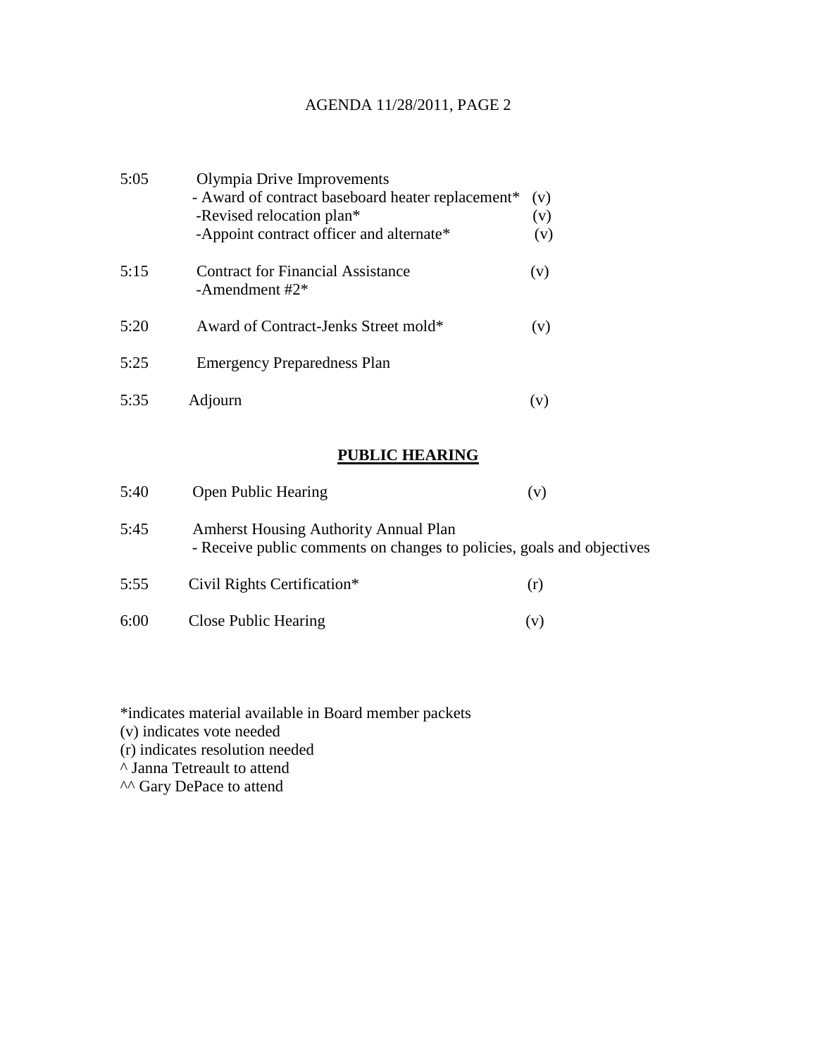AGENDA 11/28/2011, PAGE 2

| | | |
|---|---|---|
| 5:05 | Olympia Drive Improvements | |
| | - Award of contract baseboard heater replacement* | (v) |
| | -Revised relocation plan* | (v) |
| | -Appoint contract officer and alternate* | (v) |
| 5:15 | Contract for Financial Assistance<br>-Amendment #2* | (v) |
| 5:20 | Award of Contract-Jenks Street mold* | (v) |
| 5:25 | Emergency Preparedness Plan | |
| 5:35 | Adjourn | (v) |

## PUBLIC HEARING

| | | |
|---|---|---|
| 5:40 | Open Public Hearing | (v) |
| 5:45 | Amherst Housing Authority Annual Plan<br>- Receive public comments on changes to policies, goals and objectives | |
| 5:55 | Civil Rights Certification* | (r) |
| 6:00 | Close Public Hearing | (v) |

*indicates material available in Board member packets
(v) indicates vote needed
(r) indicates resolution needed
^ Janna Tetreault to attend
^^ Gary DePace to attend